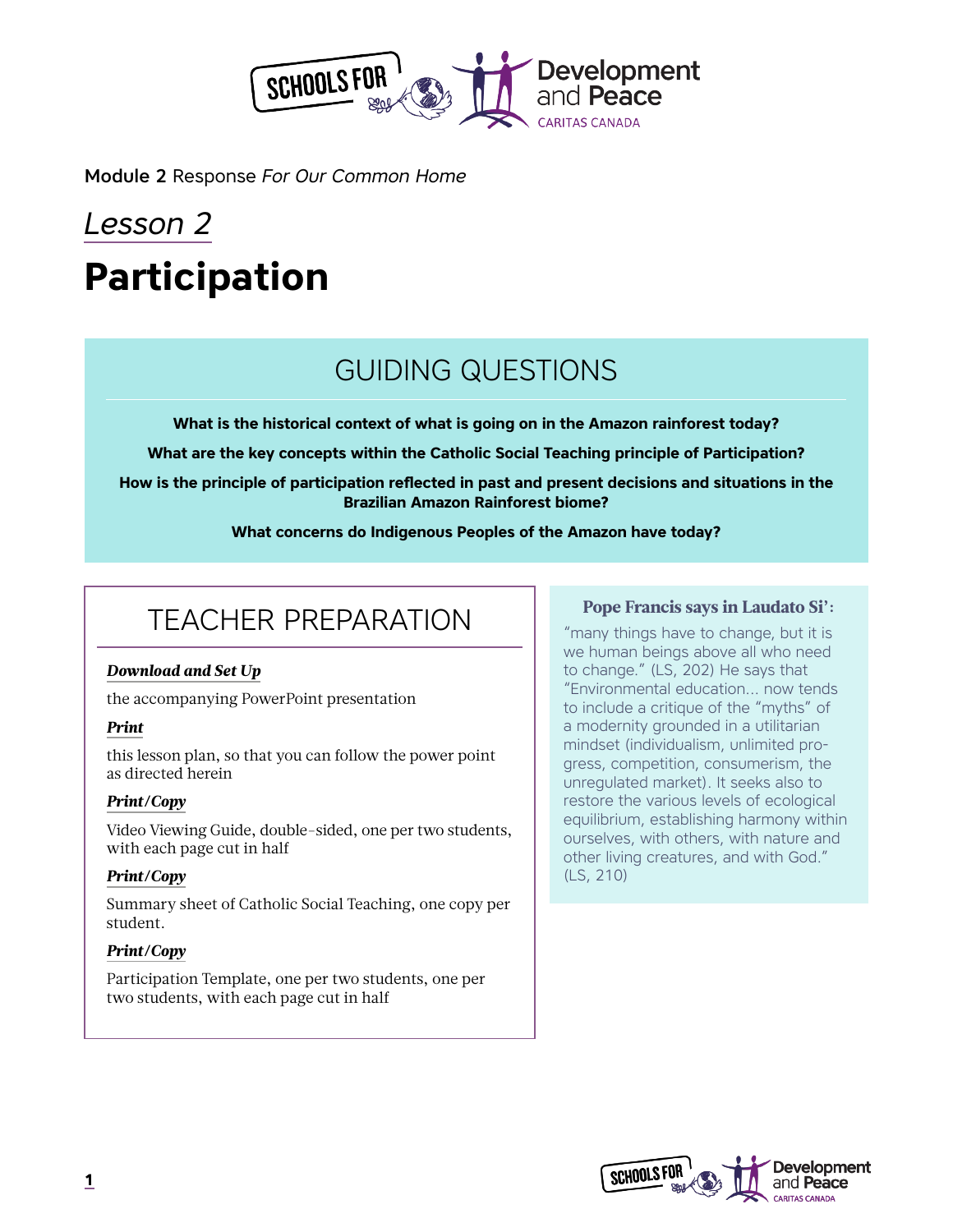Module 2 Response *For Our Common Home*

# *Lesson 2*

# Participation

## GUIDING QUESTIONS

**What is the historical context of what is going on in the Amazon rainforest today?**

**What are the key concepts within the Catholic Social Teaching principle of Participation?**

**How is the principle of participation reflected in past and present decisions and situations in the Brazilian Amazon Rainforest biome?**

**What concerns do Indigenous Peoples of the Amazon have today?**

## TEACHER PREPARATION

***Download and Set Up***

the accompanying PowerPoint presentation

***Print***

this lesson plan, so that you can follow the power point as directed herein

***Print/Copy***

Video Viewing Guide, double-sided, one per two students, with each page cut in half

***Print/Copy***

Summary sheet of Catholic Social Teaching, one copy per student.

***Print/Copy***

Participation Template, one per two students, one per two students, with each page cut in half

**Pope Francis says in Laudato Si':**

"many things have to change, but it is we human beings above all who need to change." (LS, 202) He says that "Environmental education... now tends to include a critique of the "myths" of a modernity grounded in a utilitarian mindset (individualism, unlimited progress, competition, consumerism, the unregulated market). It seeks also to restore the various levels of ecological equilibrium, establishing harmony within ourselves, with others, with nature and other living creatures, and with God." (LS, 210)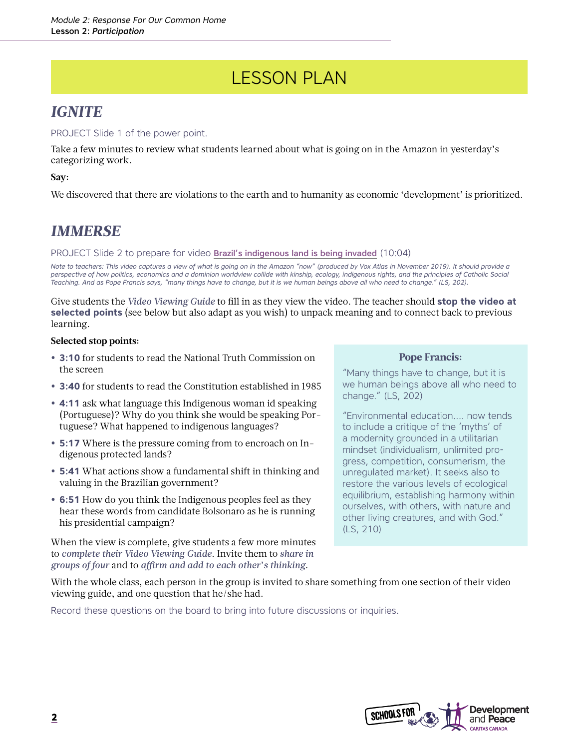# LESSON PLAN

## *IGNITE*

PROJECT Slide 1 of the power point.

Take a few minutes to review what students learned about what is going on in the Amazon in yesterday's categorizing work.

**Say:**

We discovered that there are violations to the earth and to humanity as economic 'development' is prioritized.

## *IMMERSE*

PROJECT Slide 2 to prepare for video **Brazil's indigenous land is being invaded** (10:04)

*Note to teachers: This video captures a view of what is going on in the Amazon "now" (produced by Vox Atlas in November 2019). It should provide a perspective of how politics, economics and a dominion worldview collide with kinship, ecology, indigenous rights, and the principles of Catholic Social Teaching. And as Pope Francis says, "many things have to change, but it is we human beings above all who need to change." (LS, 202).*

Give students the *Video Viewing Guide* to fill in as they view the video. The teacher should **stop the video at selected points** (see below but also adapt as you wish) to unpack meaning and to connect back to previous learning.

**Selected stop points:**

- **3:10** for students to read the National Truth Commission on the screen
- **3:40** for students to read the Constitution established in 1985
- **4:11** ask what language this Indigenous woman id speaking (Portuguese)? Why do you think she would be speaking Portuguese? What happened to indigenous languages?
- **5:17** Where is the pressure coming from to encroach on Indigenous protected lands?
- **5:41** What actions show a fundamental shift in thinking and valuing in the Brazilian government?
- **6:51** How do you think the Indigenous peoples feel as they hear these words from candidate Bolsonaro as he is running his presidential campaign?

When the view is complete, give students a few more minutes to *complete their Video Viewing Guide*. Invite them to *share in groups of four* and to *affirm and add to each other's thinking*.

> **Pope Francis:**
>
> "Many things have to change, but it is we human beings above all who need to change." (LS, 202)
>
> "Environmental education.... now tends to include a critique of the 'myths' of a modernity grounded in a utilitarian mindset (individualism, unlimited progress, competition, consumerism, the unregulated market). It seeks also to restore the various levels of ecological equilibrium, establishing harmony within ourselves, with others, with nature and other living creatures, and with God." (LS, 210)

With the whole class, each person in the group is invited to share something from one section of their video viewing guide, and one question that he/she had.

Record these questions on the board to bring into future discussions or inquiries.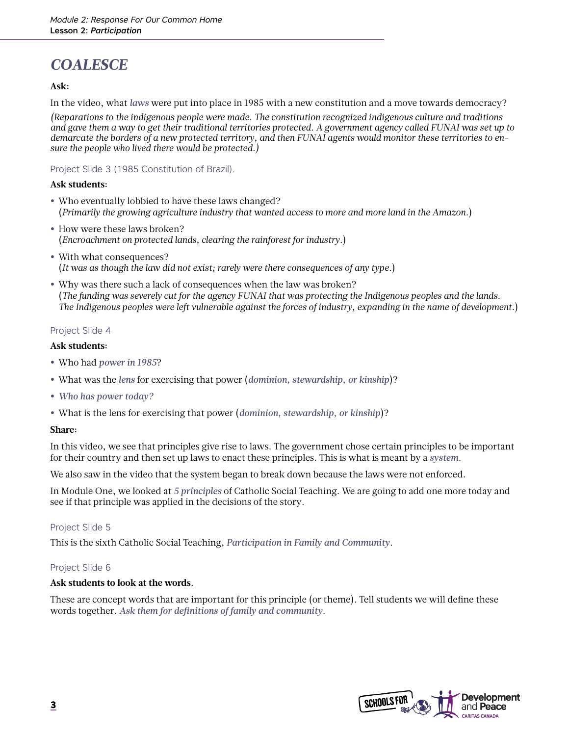# *COALESCE*

**Ask:**

In the video, what *laws* were put into place in 1985 with a new constitution and a move towards democracy?

*(Reparations to the indigenous people were made. The constitution recognized indigenous culture and traditions and gave them a way to get their traditional territories protected. A government agency called FUNAI was set up to demarcate the borders of a new protected territory, and then FUNAI agents would monitor these territories to ensure the people who lived there would be protected.)*

Project Slide 3 (1985 Constitution of Brazil).

**Ask students:**

- Who eventually lobbied to have these laws changed?
  (*Primarily the growing agriculture industry that wanted access to more and more land in the Amazon.*)
- How were these laws broken?
  (*Encroachment on protected lands, clearing the rainforest for industry*.)
- With what consequences?
  (*It was as though the law did not exist; rarely were there consequences of any type*.)
- Why was there such a lack of consequences when the law was broken?
  (*The funding was severely cut for the agency FUNAI that was protecting the Indigenous peoples and the lands. The Indigenous peoples were left vulnerable against the forces of industry, expanding in the name of development*.)

Project Slide 4

**Ask students:**

- Who had *power in 1985*?
- What was the *lens* for exercising that power (*dominion, stewardship, or kinship*)?
- *Who has power today?*
- What is the lens for exercising that power (*dominion, stewardship, or kinship*)?

**Share:**

In this video, we see that principles give rise to laws. The government chose certain principles to be important for their country and then set up laws to enact these principles. This is what is meant by a *system*.

We also saw in the video that the system began to break down because the laws were not enforced.

In Module One, we looked at *5 principles* of Catholic Social Teaching. We are going to add one more today and see if that principle was applied in the decisions of the story.

Project Slide 5

This is the sixth Catholic Social Teaching, *Participation in Family and Community*.

Project Slide 6

**Ask students to look at the words**.

These are concept words that are important for this principle (or theme). Tell students we will define these words together. *Ask them for definitions of family and community*.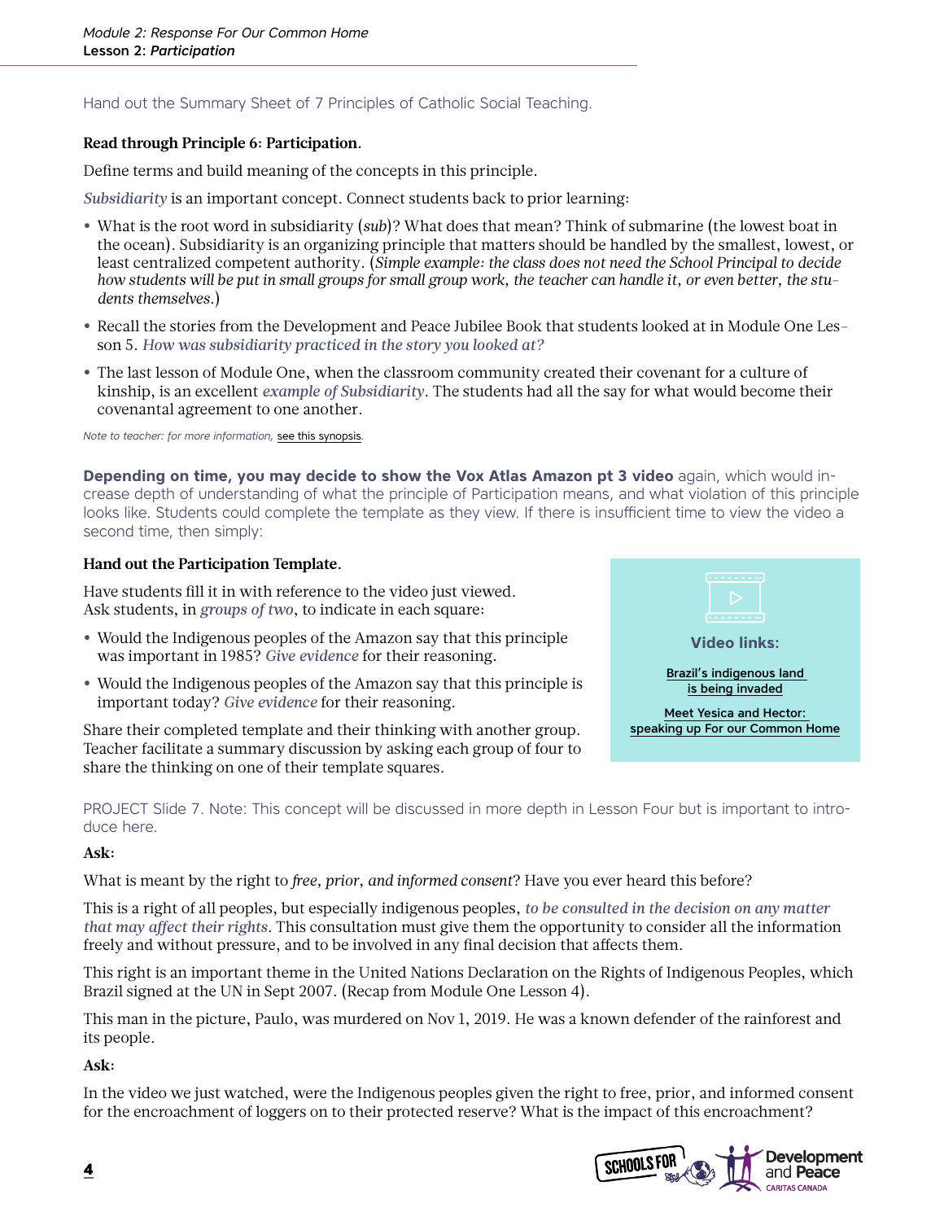Hand out the Summary Sheet of 7 Principles of Catholic Social Teaching.

**Read through Principle 6: Participation.**

Define terms and build meaning of the concepts in this principle.

*Subsidiarity* is an important concept. Connect students back to prior learning:

- What is the root word in subsidiarity (*sub*)? What does that mean? Think of submarine (the lowest boat in the ocean). Subsidiarity is an organizing principle that matters should be handled by the smallest, lowest, or least centralized competent authority. (*Simple example: the class does not need the School Principal to decide how students will be put in small groups for small group work, the teacher can handle it, or even better, the students themselves.*)
- Recall the stories from the Development and Peace Jubilee Book that students looked at in Module One Lesson 5. *How was subsidiarity practiced in the story you looked at?*
- The last lesson of Module One, when the classroom community created their covenant for a culture of kinship, is an excellent *example of Subsidiarity*. The students had all the say for what would become their covenantal agreement to one another.

*Note to teacher: for more information,* see this synopsis.

**Depending on time, you may decide to show the Vox Atlas Amazon pt 3 video** again, which would increase depth of understanding of what the principle of Participation means, and what violation of this principle looks like. Students could complete the template as they view. If there is insufficient time to view the video a second time, then simply:

**Hand out the Participation Template.**

Have students fill it in with reference to the video just viewed.
Ask students, in *groups of two*, to indicate in each square:

- Would the Indigenous peoples of the Amazon say that this principle was important in 1985? *Give evidence* for their reasoning.
- Would the Indigenous peoples of the Amazon say that this principle is important today? *Give evidence* for their reasoning.

Share their completed template and their thinking with another group. Teacher facilitate a summary discussion by asking each group of four to share the thinking on one of their template squares.

**Video links:**

Brazil's indigenous land is being invaded

Meet Yesica and Hector: speaking up For our Common Home

PROJECT Slide 7. Note: This concept will be discussed in more depth in Lesson Four but is important to introduce here.

**Ask:**

What is meant by the right to *free, prior, and informed consent*? Have you ever heard this before?

This is a right of all peoples, but especially indigenous peoples, *to be consulted in the decision on any matter that may affect their rights*. This consultation must give them the opportunity to consider all the information freely and without pressure, and to be involved in any final decision that affects them.

This right is an important theme in the United Nations Declaration on the Rights of Indigenous Peoples, which Brazil signed at the UN in Sept 2007. (Recap from Module One Lesson 4).

This man in the picture, Paulo, was murdered on Nov 1, 2019. He was a known defender of the rainforest and its people.

**Ask:**

In the video we just watched, were the Indigenous peoples given the right to free, prior, and informed consent for the encroachment of loggers on to their protected reserve? What is the impact of this encroachment?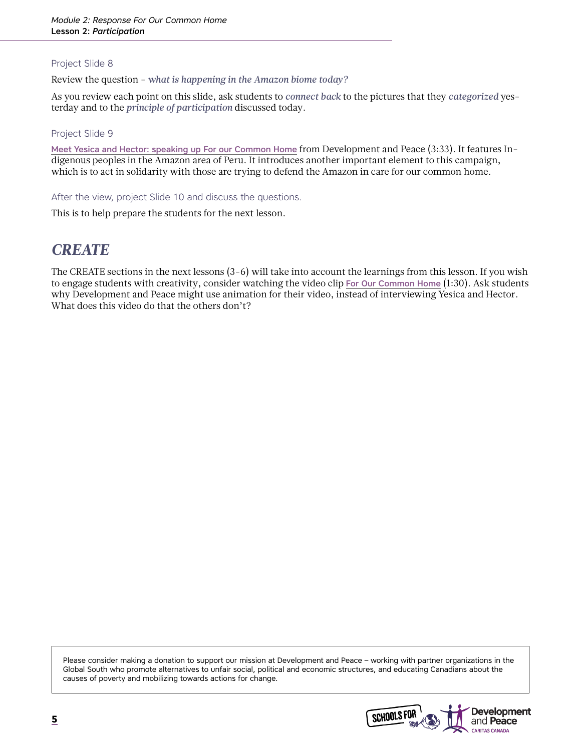Project Slide 8

Review the question – *what is happening in the Amazon biome today?*

As you review each point on this slide, ask students to *connect back* to the pictures that they *categorized* yesterday and to the *principle of participation* discussed today.

Project Slide 9

Meet Yesica and Hector: speaking up For our Common Home from Development and Peace (3:33). It features Indigenous peoples in the Amazon area of Peru. It introduces another important element to this campaign, which is to act in solidarity with those are trying to defend the Amazon in care for our common home.

After the view, project Slide 10 and discuss the questions.

This is to help prepare the students for the next lesson.

## *CREATE*

The CREATE sections in the next lessons (3-6) will take into account the learnings from this lesson. If you wish to engage students with creativity, consider watching the video clip For Our Common Home (1:30). Ask students why Development and Peace might use animation for their video, instead of interviewing Yesica and Hector. What does this video do that the others don't?

Please consider making a donation to support our mission at Development and Peace – working with partner organizations in the Global South who promote alternatives to unfair social, political and economic structures, and educating Canadians about the causes of poverty and mobilizing towards actions for change.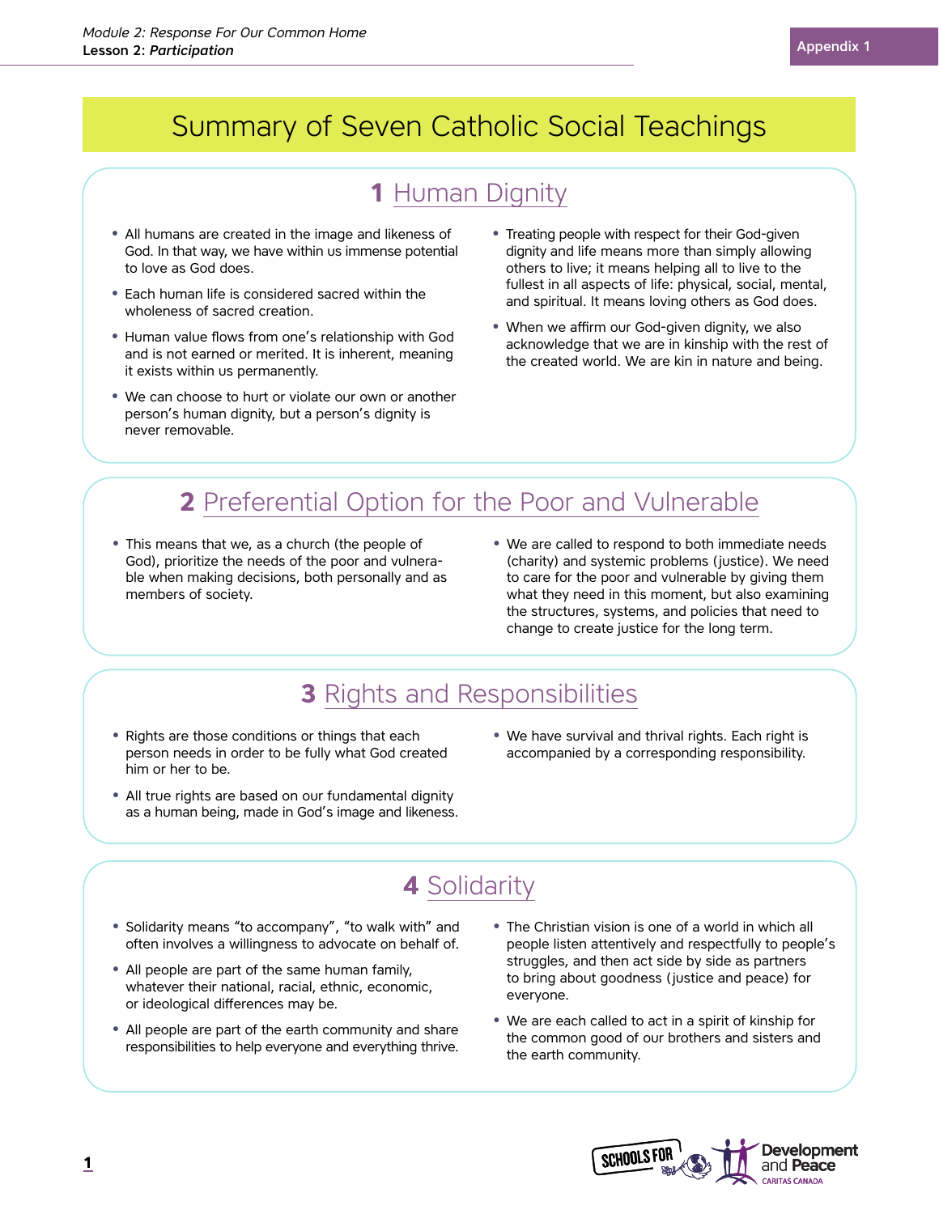# Summary of Seven Catholic Social Teachings

## 1 Human Dignity

- All humans are created in the image and likeness of God. In that way, we have within us immense potential to love as God does.
- Each human life is considered sacred within the wholeness of sacred creation.
- Human value flows from one's relationship with God and is not earned or merited. It is inherent, meaning it exists within us permanently.
- We can choose to hurt or violate our own or another person's human dignity, but a person's dignity is never removable.
- Treating people with respect for their God-given dignity and life means more than simply allowing others to live; it means helping all to live to the fullest in all aspects of life: physical, social, mental, and spiritual. It means loving others as God does.
- When we affirm our God-given dignity, we also acknowledge that we are in kinship with the rest of the created world. We are kin in nature and being.

## 2 Preferential Option for the Poor and Vulnerable

- This means that we, as a church (the people of God), prioritize the needs of the poor and vulnerable when making decisions, both personally and as members of society.
- We are called to respond to both immediate needs (charity) and systemic problems (justice). We need to care for the poor and vulnerable by giving them what they need in this moment, but also examining the structures, systems, and policies that need to change to create justice for the long term.

## 3 Rights and Responsibilities

- Rights are those conditions or things that each person needs in order to be fully what God created him or her to be.
- All true rights are based on our fundamental dignity as a human being, made in God's image and likeness.
- We have survival and thrival rights. Each right is accompanied by a corresponding responsibility.

## 4 Solidarity

- Solidarity means "to accompany", "to walk with" and often involves a willingness to advocate on behalf of.
- All people are part of the same human family, whatever their national, racial, ethnic, economic, or ideological differences may be.
- All people are part of the earth community and share responsibilities to help everyone and everything thrive.
- The Christian vision is one of a world in which all people listen attentively and respectfully to people's struggles, and then act side by side as partners to bring about goodness (justice and peace) for everyone.
- We are each called to act in a spirit of kinship for the common good of our brothers and sisters and the earth community.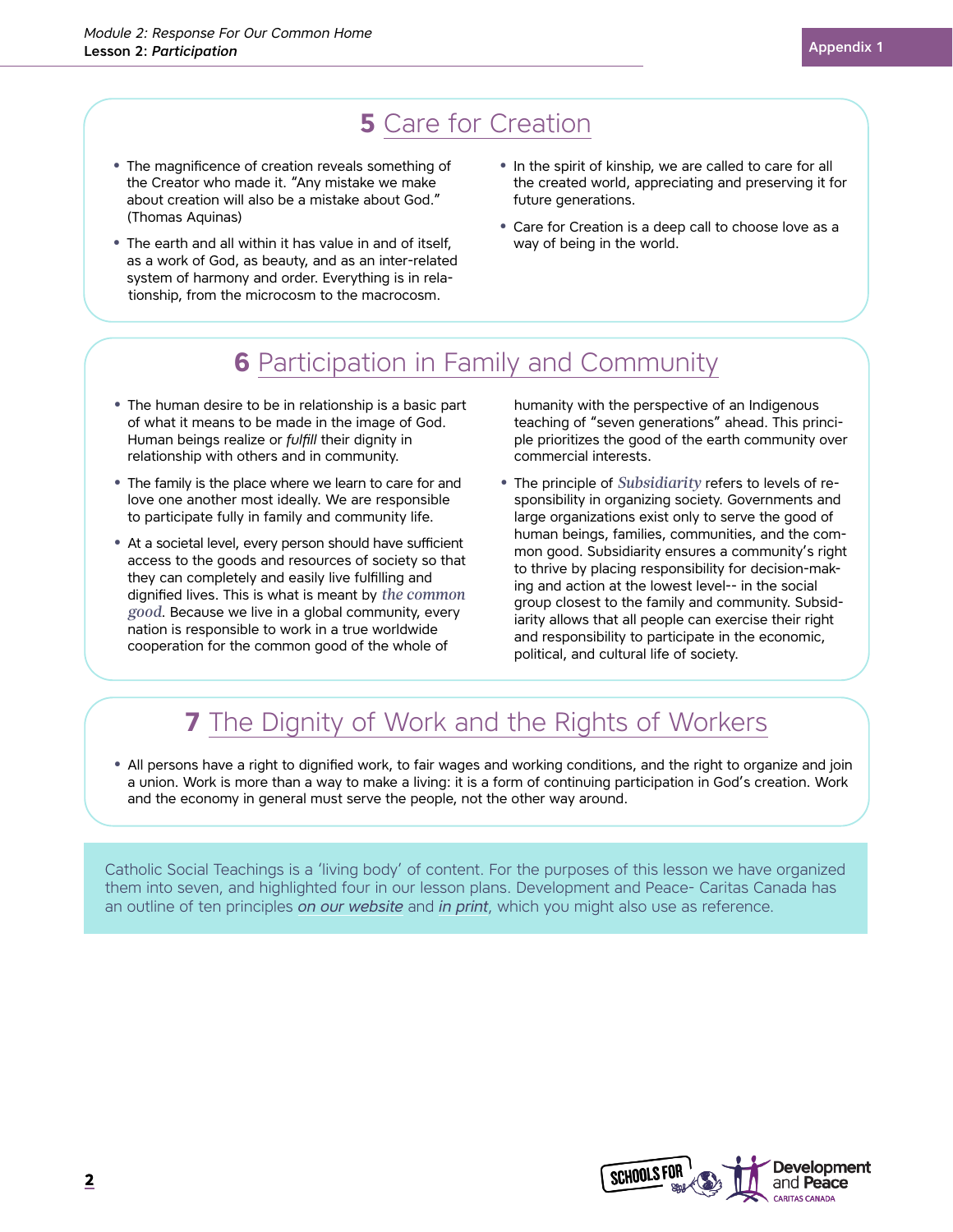## 5 Care for Creation

- The magnificence of creation reveals something of the Creator who made it. "Any mistake we make about creation will also be a mistake about God." (Thomas Aquinas)
- The earth and all within it has value in and of itself, as a work of God, as beauty, and as an inter-related system of harmony and order. Everything is in relationship, from the microcosm to the macrocosm.
- In the spirit of kinship, we are called to care for all the created world, appreciating and preserving it for future generations.
- Care for Creation is a deep call to choose love as a way of being in the world.

## 6 Participation in Family and Community

- The human desire to be in relationship is a basic part of what it means to be made in the image of God. Human beings realize or *fulfill* their dignity in relationship with others and in community.
- The family is the place where we learn to care for and love one another most ideally. We are responsible to participate fully in family and community life.
- At a societal level, every person should have sufficient access to the goods and resources of society so that they can completely and easily live fulfilling and dignified lives. This is what is meant by *the common good*. Because we live in a global community, every nation is responsible to work in a true worldwide cooperation for the common good of the whole of humanity with the perspective of an Indigenous teaching of "seven generations" ahead. This principle prioritizes the good of the earth community over commercial interests.
- The principle of ***Subsidiarity*** refers to levels of responsibility in organizing society. Governments and large organizations exist only to serve the good of human beings, families, communities, and the common good. Subsidiarity ensures a community's right to thrive by placing responsibility for decision-making and action at the lowest level-- in the social group closest to the family and community. Subsidiarity allows that all people can exercise their right and responsibility to participate in the economic, political, and cultural life of society.

## 7 The Dignity of Work and the Rights of Workers

- All persons have a right to dignified work, to fair wages and working conditions, and the right to organize and join a union. Work is more than a way to make a living: it is a form of continuing participation in God's creation. Work and the economy in general must serve the people, not the other way around.

Catholic Social Teachings is a 'living body' of content. For the purposes of this lesson we have organized them into seven, and highlighted four in our lesson plans. Development and Peace- Caritas Canada has an outline of ten principles *on our website* and *in print*, which you might also use as reference.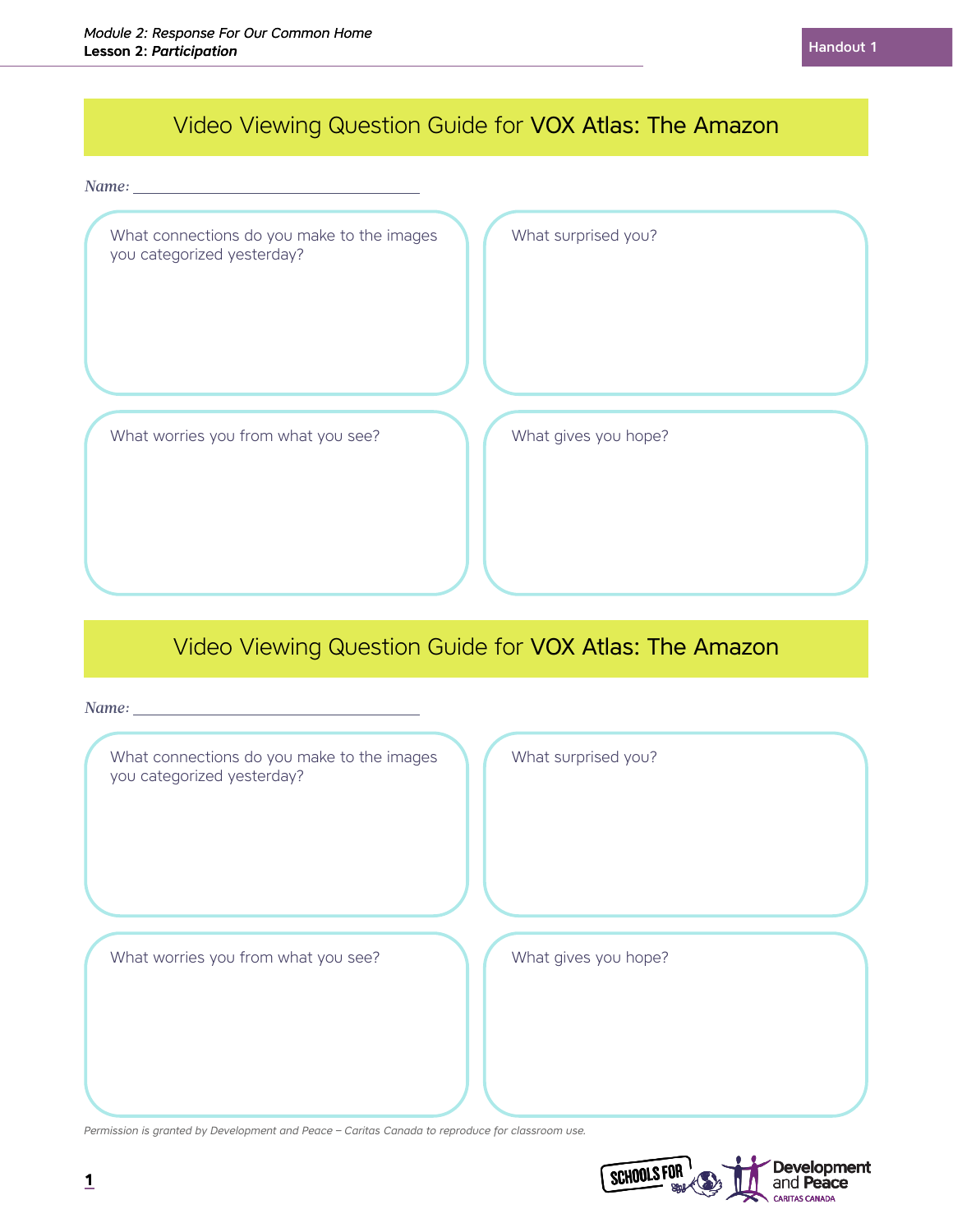# Video Viewing Question Guide for **VOX Atlas: The Amazon**

*Name:* ______________________________

What connections do you make to the images you categorized yesterday?

What surprised you?

What worries you from what you see?

What gives you hope?

# Video Viewing Question Guide for **VOX Atlas: The Amazon**

*Name:* ______________________________

What connections do you make to the images you categorized yesterday?

What surprised you?

What worries you from what you see?

What gives you hope?

*Permission is granted by Development and Peace – Caritas Canada to reproduce for classroom use.*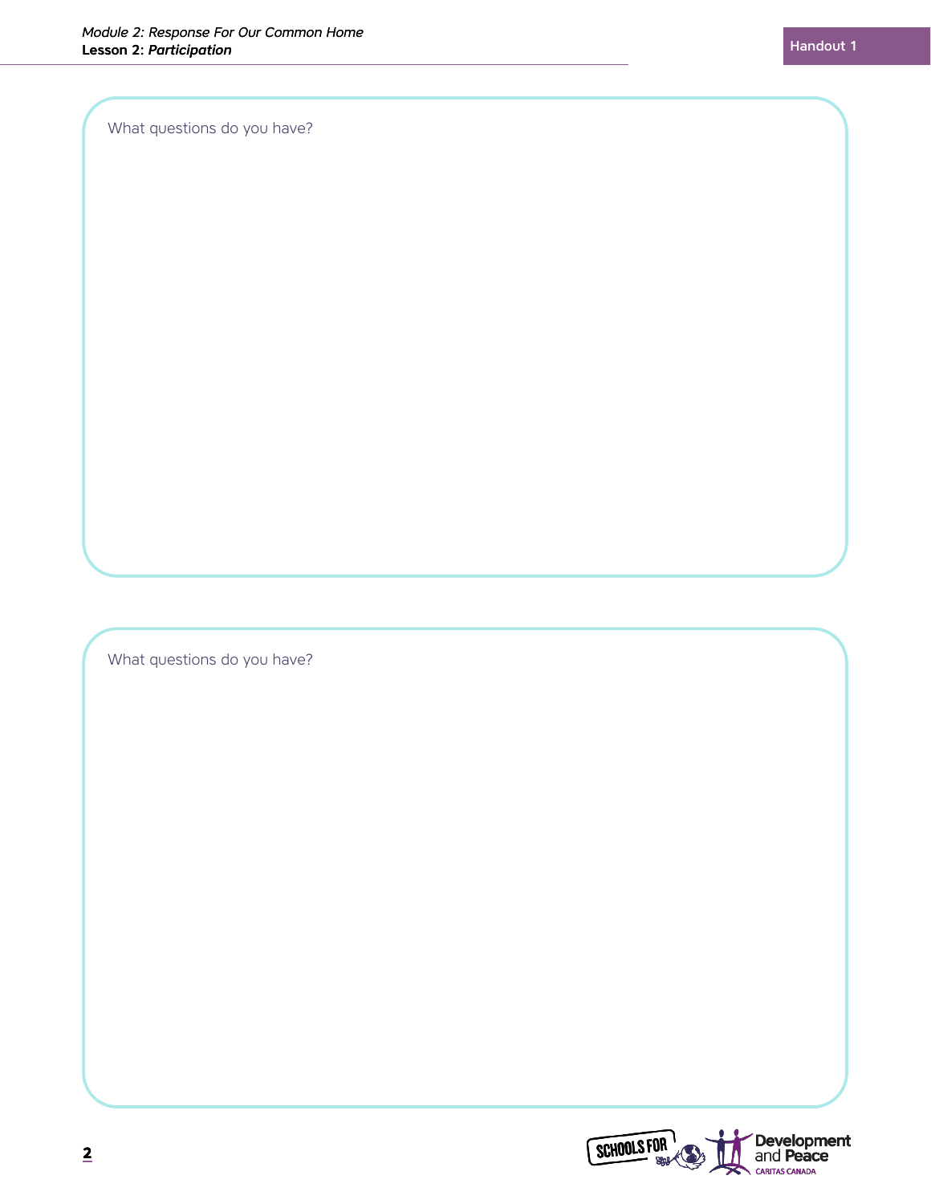What questions do you have?

What questions do you have?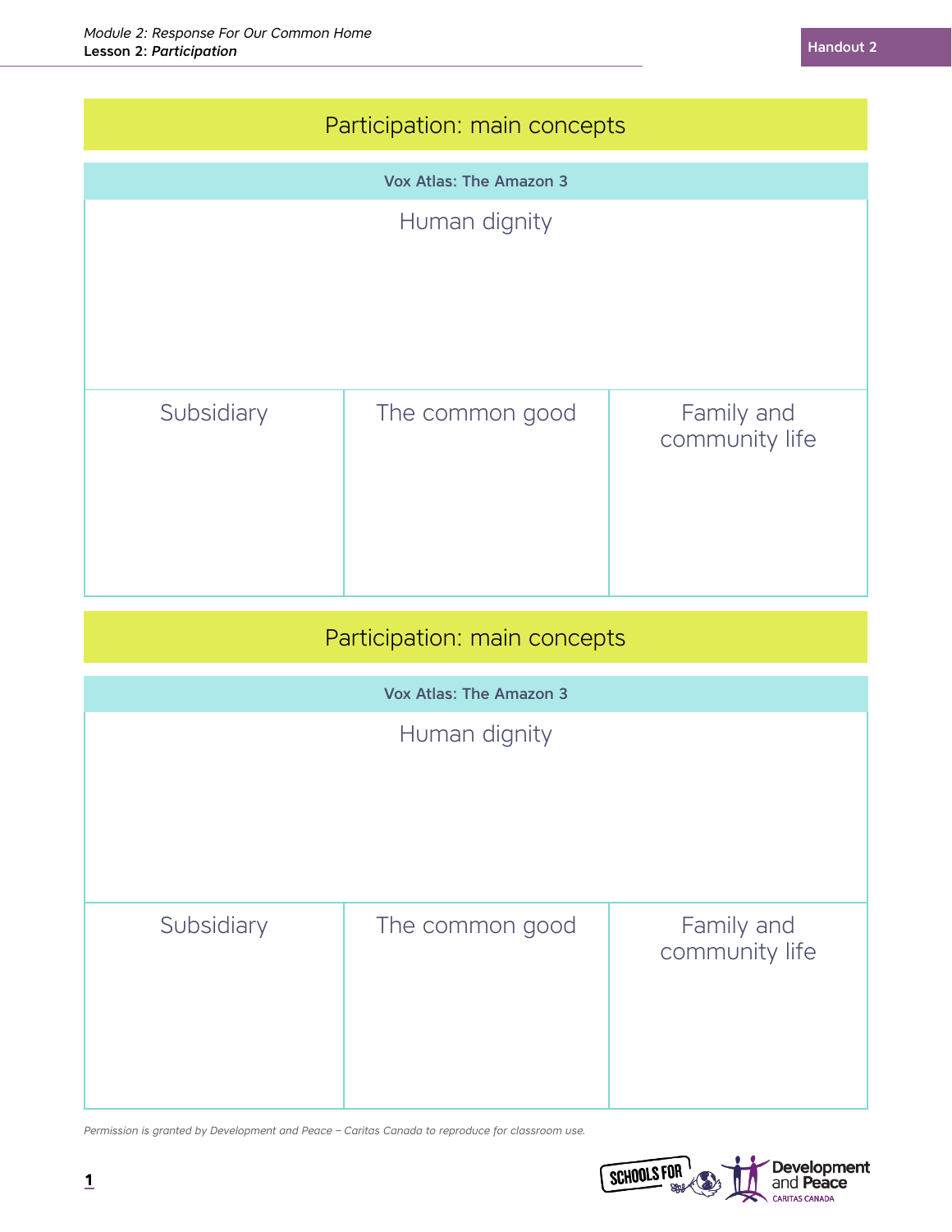Handout 2

## Participation: main concepts

| Vox Atlas: The Amazon 3 | | |
|---|---|---|
| Human dignity | | |
| Subsidiary | The common good | Family and community life |

## Participation: main concepts

| Vox Atlas: The Amazon 3 | | |
|---|---|---|
| Human dignity | | |
| Subsidiary | The common good | Family and community life |

*Permission is granted by Development and Peace – Caritas Canada to reproduce for classroom use.*